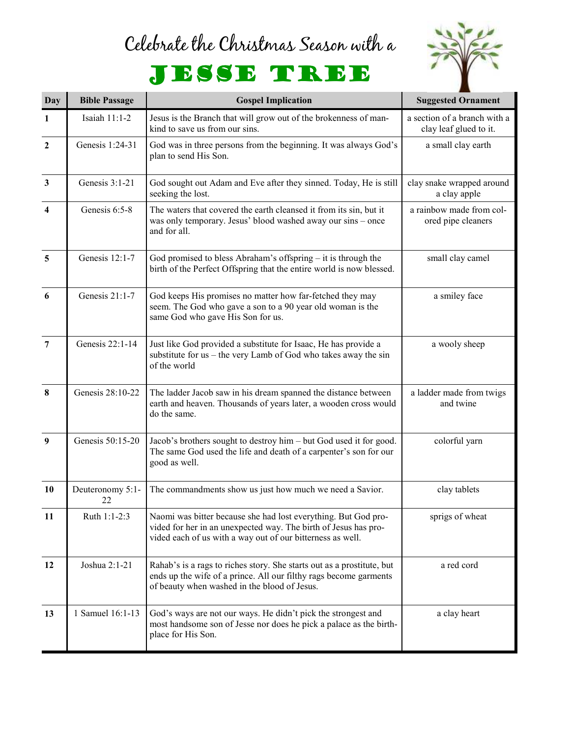# Celebrate the Christmas Season with a

# JESSE TREE

| Day | Bible Passage | Gospel Implication | Suggested Ornament |
|---|---|---|---|
| 1 | Isaiah 11:1-2 | Jesus is the Branch that will grow out of the brokenness of mankind to save us from our sins. | a section of a branch with a clay leaf glued to it. |
| 2 | Genesis 1:24-31 | God was in three persons from the beginning. It was always God's plan to send His Son. | a small clay earth |
| 3 | Genesis 3:1-21 | God sought out Adam and Eve after they sinned. Today, He is still seeking the lost. | clay snake wrapped around a clay apple |
| 4 | Genesis 6:5-8 | The waters that covered the earth cleansed it from its sin, but it was only temporary. Jesus' blood washed away our sins – once and for all. | a rainbow made from colored pipe cleaners |
| 5 | Genesis 12:1-7 | God promised to bless Abraham's offspring – it is through the birth of the Perfect Offspring that the entire world is now blessed. | small clay camel |
| 6 | Genesis 21:1-7 | God keeps His promises no matter how far-fetched they may seem. The God who gave a son to a 90 year old woman is the same God who gave His Son for us. | a smiley face |
| 7 | Genesis 22:1-14 | Just like God provided a substitute for Isaac, He has provide a substitute for us – the very Lamb of God who takes away the sin of the world | a wooly sheep |
| 8 | Genesis 28:10-22 | The ladder Jacob saw in his dream spanned the distance between earth and heaven. Thousands of years later, a wooden cross would do the same. | a ladder made from twigs and twine |
| 9 | Genesis 50:15-20 | Jacob's brothers sought to destroy him – but God used it for good. The same God used the life and death of a carpenter's son for our good as well. | colorful yarn |
| 10 | Deuteronomy 5:1-22 | The commandments show us just how much we need a Savior. | clay tablets |
| 11 | Ruth 1:1-2:3 | Naomi was bitter because she had lost everything. But God provided for her in an unexpected way. The birth of Jesus has provided each of us with a way out of our bitterness as well. | sprigs of wheat |
| 12 | Joshua 2:1-21 | Rahab's is a rags to riches story. She starts out as a prostitute, but ends up the wife of a prince. All our filthy rags become garments of beauty when washed in the blood of Jesus. | a red cord |
| 13 | 1 Samuel 16:1-13 | God's ways are not our ways. He didn't pick the strongest and most handsome son of Jesse nor does he pick a palace as the birthplace for His Son. | a clay heart |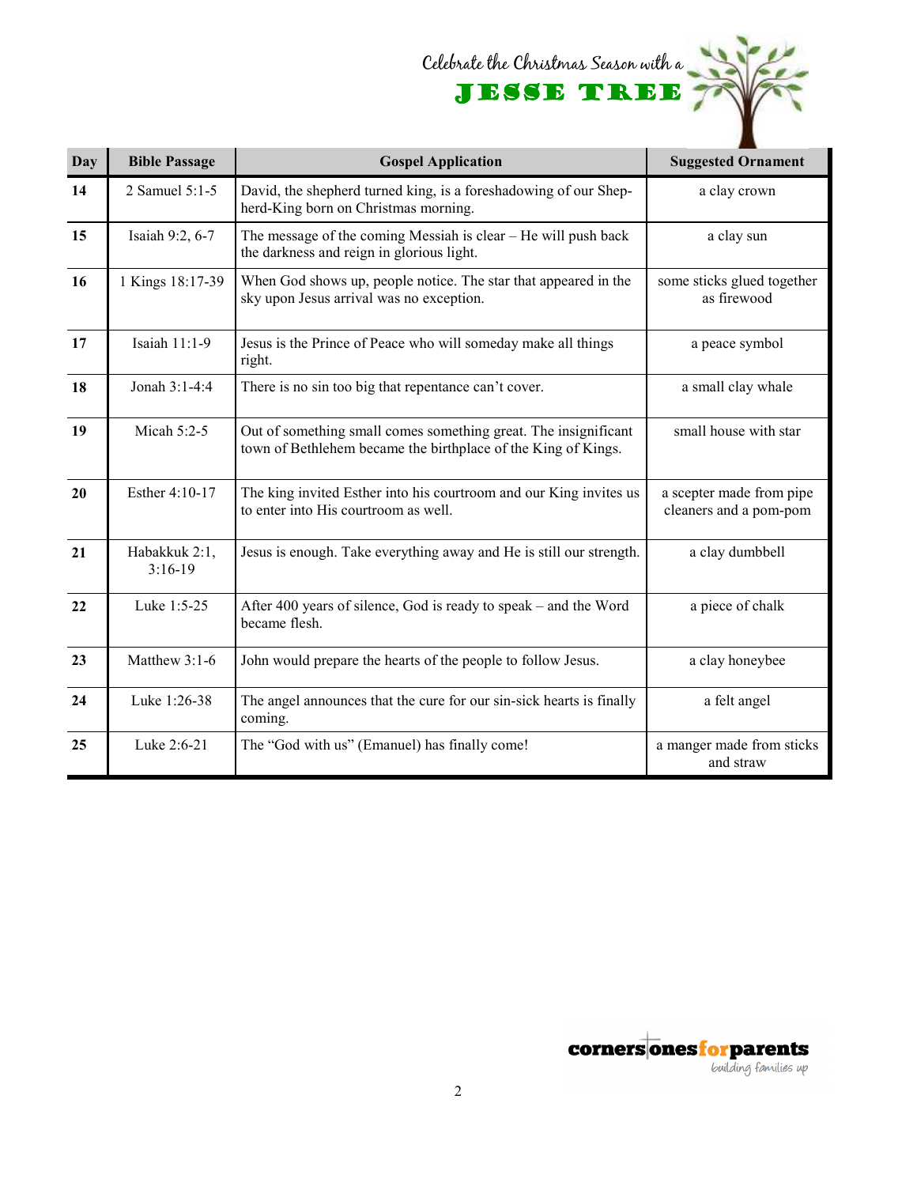Celebrate the Christmas Season with a

# JESSE TREE

| Day | Bible Passage | Gospel Application | Suggested Ornament |
|---|---|---|---|
| 14 | 2 Samuel 5:1-5 | David, the shepherd turned king, is a foreshadowing of our Shepherd-King born on Christmas morning. | a clay crown |
| 15 | Isaiah 9:2, 6-7 | The message of the coming Messiah is clear – He will push back the darkness and reign in glorious light. | a clay sun |
| 16 | 1 Kings 18:17-39 | When God shows up, people notice. The star that appeared in the sky upon Jesus arrival was no exception. | some sticks glued together as firewood |
| 17 | Isaiah 11:1-9 | Jesus is the Prince of Peace who will someday make all things right. | a peace symbol |
| 18 | Jonah 3:1-4:4 | There is no sin too big that repentance can't cover. | a small clay whale |
| 19 | Micah 5:2-5 | Out of something small comes something great. The insignificant town of Bethlehem became the birthplace of the King of Kings. | small house with star |
| 20 | Esther 4:10-17 | The king invited Esther into his courtroom and our King invites us to enter into His courtroom as well. | a scepter made from pipe cleaners and a pom-pom |
| 21 | Habakkuk 2:1, 3:16-19 | Jesus is enough. Take everything away and He is still our strength. | a clay dumbbell |
| 22 | Luke 1:5-25 | After 400 years of silence, God is ready to speak – and the Word became flesh. | a piece of chalk |
| 23 | Matthew 3:1-6 | John would prepare the hearts of the people to follow Jesus. | a clay honeybee |
| 24 | Luke 1:26-38 | The angel announces that the cure for our sin-sick hearts is finally coming. | a felt angel |
| 25 | Luke 2:6-21 | The "God with us" (Emanuel) has finally come! | a manger made from sticks and straw |

cornerstonesforparents
building families up